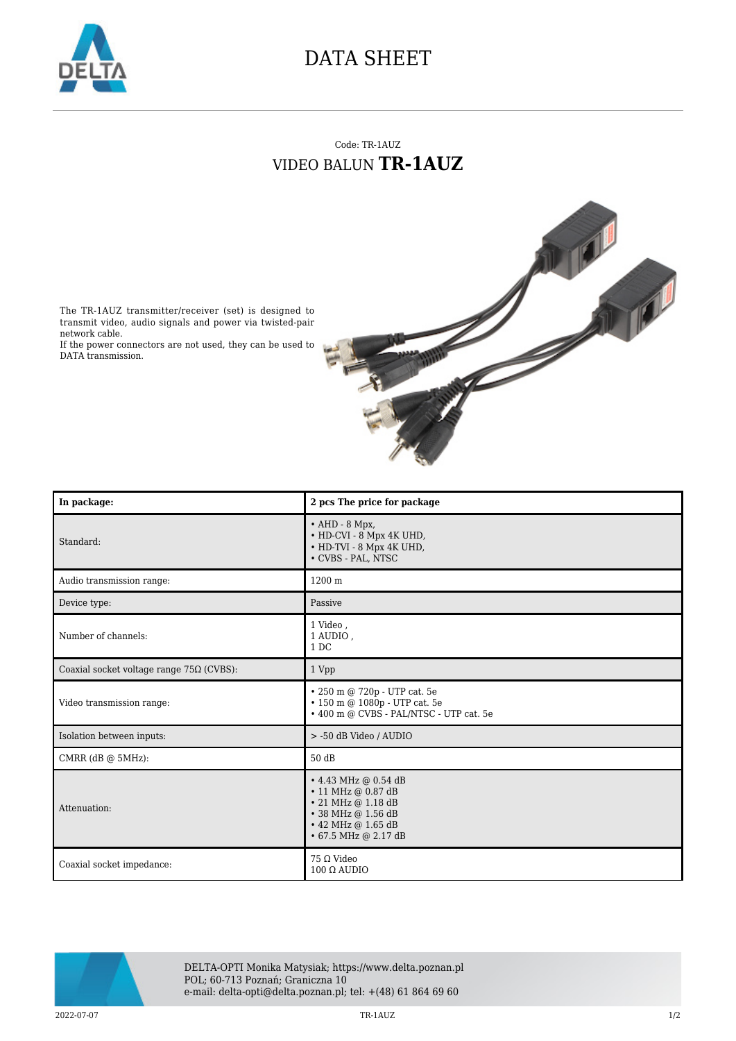# DATA SHEET

Code: TR-1AUZ

## VIDEO BALUN **TR-1AUZ**

The TR-1AUZ transmitter/receiver (set) is designed to transmit video, audio signals and power via twisted-pair network cable.
If the power connectors are not used, they can be used to DATA transmission.

| **In package:** | **2 pcs The price for package** |
|---|---|
| Standard: | • AHD - 8 Mpx,<br>• HD-CVI - 8 Mpx 4K UHD,<br>• HD-TVI - 8 Mpx 4K UHD,<br>• CVBS - PAL, NTSC |
| Audio transmission range: | 1200 m |
| Device type: | Passive |
| Number of channels: | 1 Video ,<br>1 AUDIO ,<br>1 DC |
| Coaxial socket voltage range 75Ω (CVBS): | 1 Vpp |
| Video transmission range: | • 250 m @ 720p - UTP cat. 5e<br>• 150 m @ 1080p - UTP cat. 5e<br>• 400 m @ CVBS - PAL/NTSC - UTP cat. 5e |
| Isolation between inputs: | > -50 dB Video / AUDIO |
| CMRR (dB @ 5MHz): | 50 dB |
| Attenuation: | • 4.43 MHz @ 0.54 dB<br>• 11 MHz @ 0.87 dB<br>• 21 MHz @ 1.18 dB<br>• 38 MHz @ 1.56 dB<br>• 42 MHz @ 1.65 dB<br>• 67.5 MHz @ 2.17 dB |
| Coaxial socket impedance: | 75 Ω Video<br>100 Ω AUDIO |

DELTA-OPTI Monika Matysiak; https://www.delta.poznan.pl
POL; 60-713 Poznań; Graniczna 10
e-mail: delta-opti@delta.poznan.pl; tel: +(48) 61 864 69 60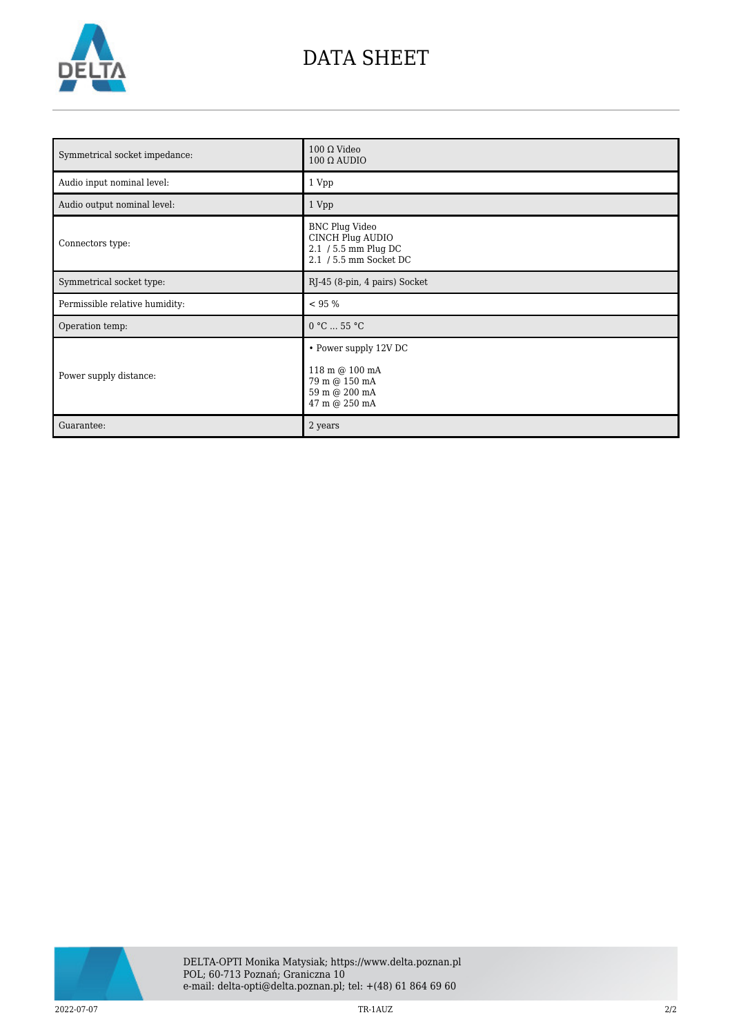# DATA SHEET

| | |
|---|---|
| Symmetrical socket impedance: | 100 Ω Video<br>100 Ω AUDIO |
| Audio input nominal level: | 1 Vpp |
| Audio output nominal level: | 1 Vpp |
| Connectors type: | BNC Plug Video<br>CINCH Plug AUDIO<br>2.1 / 5.5 mm Plug DC<br>2.1 / 5.5 mm Socket DC |
| Symmetrical socket type: | RJ-45 (8-pin, 4 pairs) Socket |
| Permissible relative humidity: | < 95 % |
| Operation temp: | 0 °C ... 55 °C |
| Power supply distance: | • Power supply 12V DC<br><br>118 m @ 100 mA<br>79 m @ 150 mA<br>59 m @ 200 mA<br>47 m @ 250 mA |
| Guarantee: | 2 years |

DELTA-OPTI Monika Matysiak; https://www.delta.poznan.pl
POL; 60-713 Poznań; Graniczna 10
e-mail: delta-opti@delta.poznan.pl; tel: +(48) 61 864 69 60

2022-07-07 TR-1AUZ